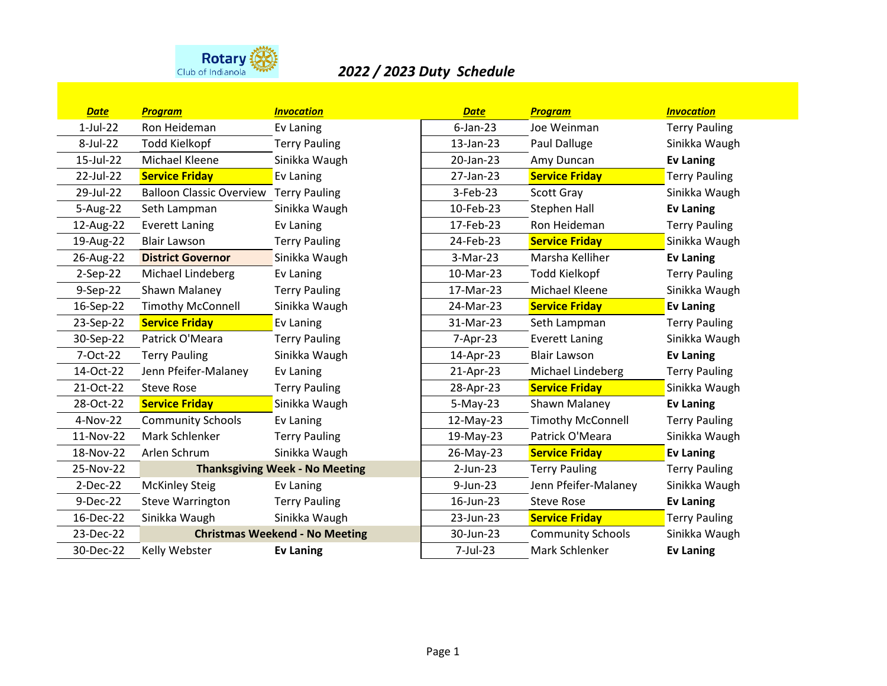Rotary Club of Indianola

# *2022 / 2023 Duty Schedule*

| ***Date*** | ***Program*** | ***Invocation*** | ***Date*** | ***Program*** | ***Invocation*** |
|---|---|---|---|---|---|
| 1-Jul-22 | Ron Heideman | Ev Laning | 6-Jan-23 | Joe Weinman | Terry Pauling |
| 8-Jul-22 | Todd Kielkopf | Terry Pauling | 13-Jan-23 | Paul Dalluge | Sinikka Waugh |
| 15-Jul-22 | Michael Kleene | Sinikka Waugh | 20-Jan-23 | Amy Duncan | **Ev Laning** |
| 22-Jul-22 | **Service Friday** | Ev Laning | 27-Jan-23 | **Service Friday** | Terry Pauling |
| 29-Jul-22 | Balloon Classic Overview | Terry Pauling | 3-Feb-23 | Scott Gray | Sinikka Waugh |
| 5-Aug-22 | Seth Lampman | Sinikka Waugh | 10-Feb-23 | Stephen Hall | **Ev Laning** |
| 12-Aug-22 | Everett Laning | Ev Laning | 17-Feb-23 | Ron Heideman | Terry Pauling |
| 19-Aug-22 | Blair Lawson | Terry Pauling | 24-Feb-23 | **Service Friday** | Sinikka Waugh |
| 26-Aug-22 | **District Governor** | Sinikka Waugh | 3-Mar-23 | Marsha Kelliher | **Ev Laning** |
| 2-Sep-22 | Michael Lindeberg | Ev Laning | 10-Mar-23 | Todd Kielkopf | Terry Pauling |
| 9-Sep-22 | Shawn Malaney | Terry Pauling | 17-Mar-23 | Michael Kleene | Sinikka Waugh |
| 16-Sep-22 | Timothy McConnell | Sinikka Waugh | 24-Mar-23 | **Service Friday** | **Ev Laning** |
| 23-Sep-22 | **Service Friday** | Ev Laning | 31-Mar-23 | Seth Lampman | Terry Pauling |
| 30-Sep-22 | Patrick O'Meara | Terry Pauling | 7-Apr-23 | Everett Laning | Sinikka Waugh |
| 7-Oct-22 | Terry Pauling | Sinikka Waugh | 14-Apr-23 | Blair Lawson | **Ev Laning** |
| 14-Oct-22 | Jenn Pfeifer-Malaney | Ev Laning | 21-Apr-23 | Michael Lindeberg | Terry Pauling |
| 21-Oct-22 | Steve Rose | Terry Pauling | 28-Apr-23 | **Service Friday** | Sinikka Waugh |
| 28-Oct-22 | **Service Friday** | Sinikka Waugh | 5-May-23 | Shawn Malaney | **Ev Laning** |
| 4-Nov-22 | Community Schools | Ev Laning | 12-May-23 | Timothy McConnell | Terry Pauling |
| 11-Nov-22 | Mark Schlenker | Terry Pauling | 19-May-23 | Patrick O'Meara | Sinikka Waugh |
| 18-Nov-22 | Arlen Schrum | Sinikka Waugh | 26-May-23 | **Service Friday** | **Ev Laning** |
| 25-Nov-22 | **Thanksgiving Week - No Meeting** | | 2-Jun-23 | Terry Pauling | Terry Pauling |
| 2-Dec-22 | McKinley Steig | Ev Laning | 9-Jun-23 | Jenn Pfeifer-Malaney | Sinikka Waugh |
| 9-Dec-22 | Steve Warrington | Terry Pauling | 16-Jun-23 | Steve Rose | **Ev Laning** |
| 16-Dec-22 | Sinikka Waugh | Sinikka Waugh | 23-Jun-23 | **Service Friday** | Terry Pauling |
| 23-Dec-22 | **Christmas Weekend - No Meeting** | | 30-Jun-23 | Community Schools | Sinikka Waugh |
| 30-Dec-22 | Kelly Webster | **Ev Laning** | 7-Jul-23 | Mark Schlenker | **Ev Laning** |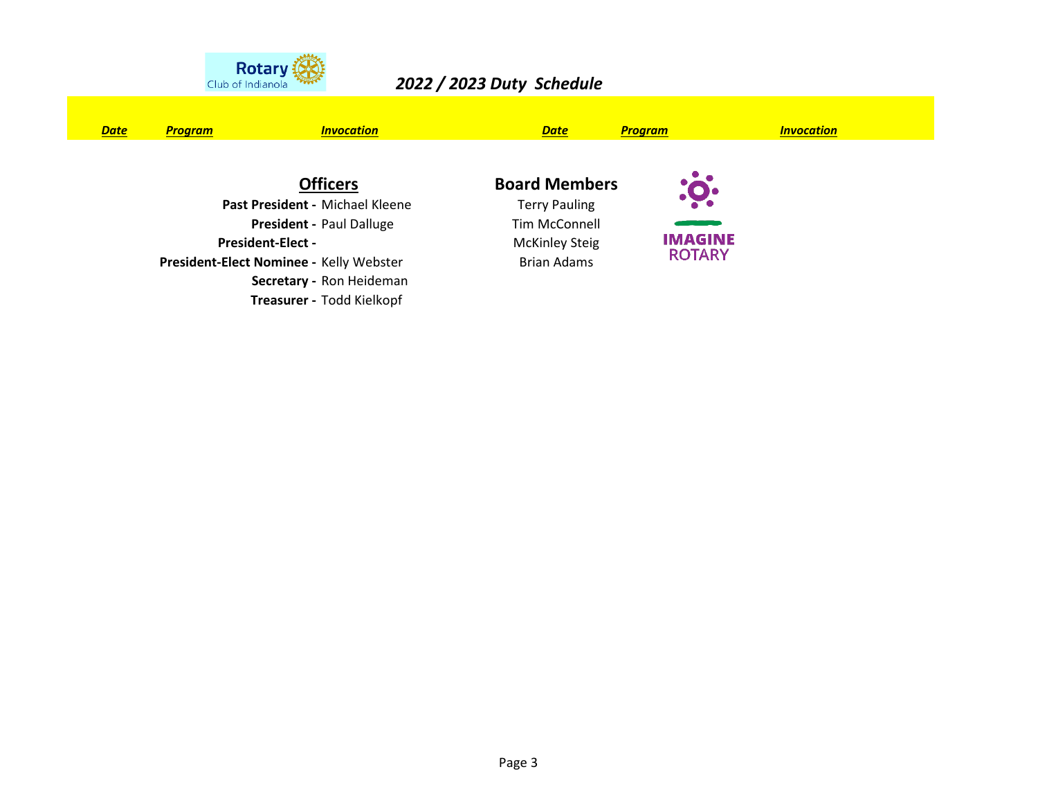*Rotary Club of Indianola*

## *2022 / 2023 Duty Schedule*

| ***Date*** | ***Program*** | ***Invocation*** | ***Date*** | ***Program*** | ***Invocation*** |
|---|---|---|---|---|---|

### Officers

**Past President -** Michael Kleene
**President -** Paul Dalluge
**President-Elect -**
**President-Elect Nominee -** Kelly Webster
**Secretary -** Ron Heideman
**Treasurer -** Todd Kielkopf

### Board Members

Terry Pauling
Tim McConnell
McKinley Steig
Brian Adams

IMAGINE ROTARY